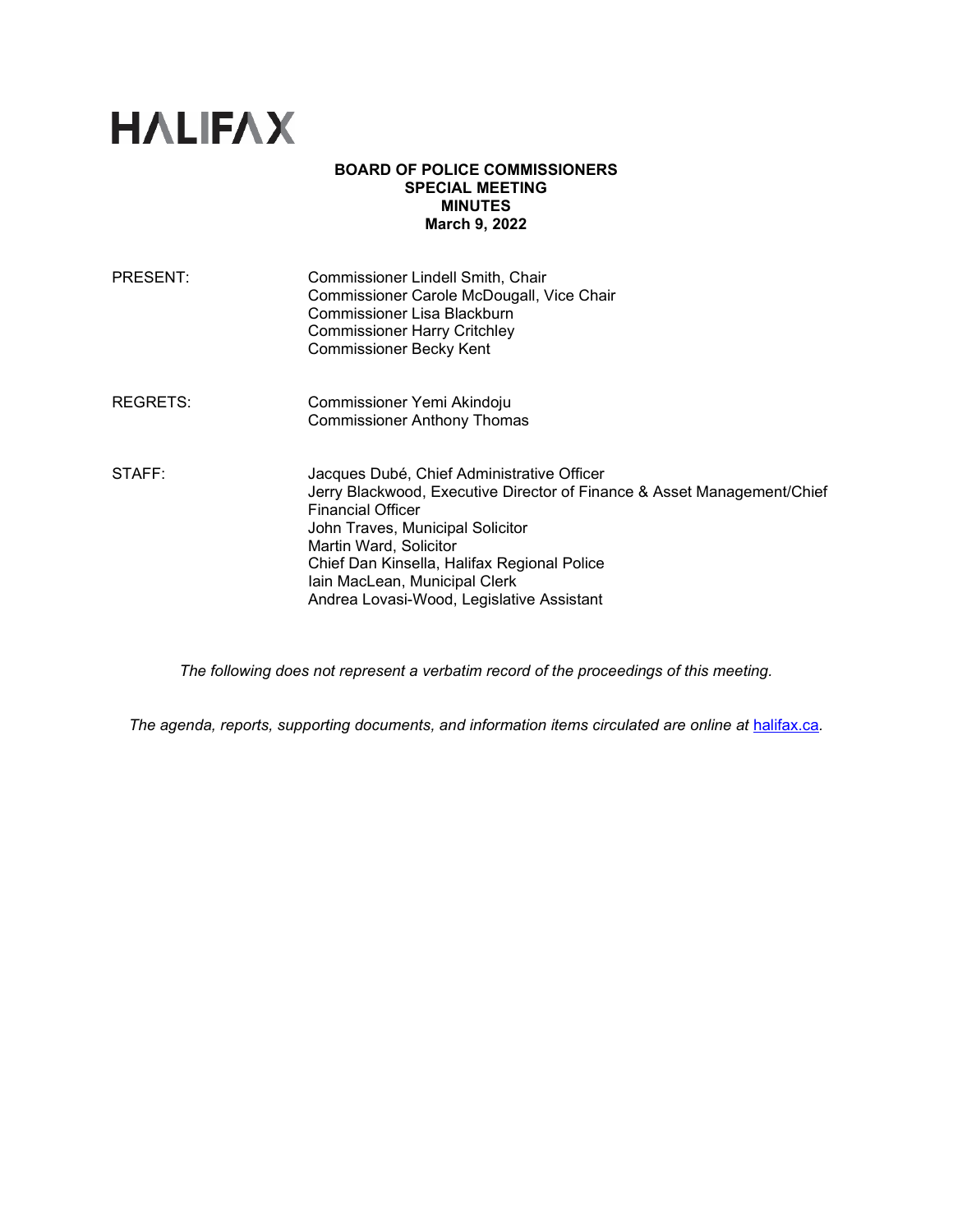# HALIFAX

**BOARD OF POLICE COMMISSIONERS**
**SPECIAL MEETING**
**MINUTES**
**March 9, 2022**

| | |
|---|---|
| PRESENT: | Commissioner Lindell Smith, Chair<br>Commissioner Carole McDougall, Vice Chair<br>Commissioner Lisa Blackburn<br>Commissioner Harry Critchley<br>Commissioner Becky Kent |
| REGRETS: | Commissioner Yemi Akindoju<br>Commissioner Anthony Thomas |
| STAFF: | Jacques Dubé, Chief Administrative Officer<br>Jerry Blackwood, Executive Director of Finance & Asset Management/Chief Financial Officer<br>John Traves, Municipal Solicitor<br>Martin Ward, Solicitor<br>Chief Dan Kinsella, Halifax Regional Police<br>Iain MacLean, Municipal Clerk<br>Andrea Lovasi-Wood, Legislative Assistant |

*The following does not represent a verbatim record of the proceedings of this meeting.*

*The agenda, reports, supporting documents, and information items circulated are online at* [halifax.ca](https://www.halifax.ca).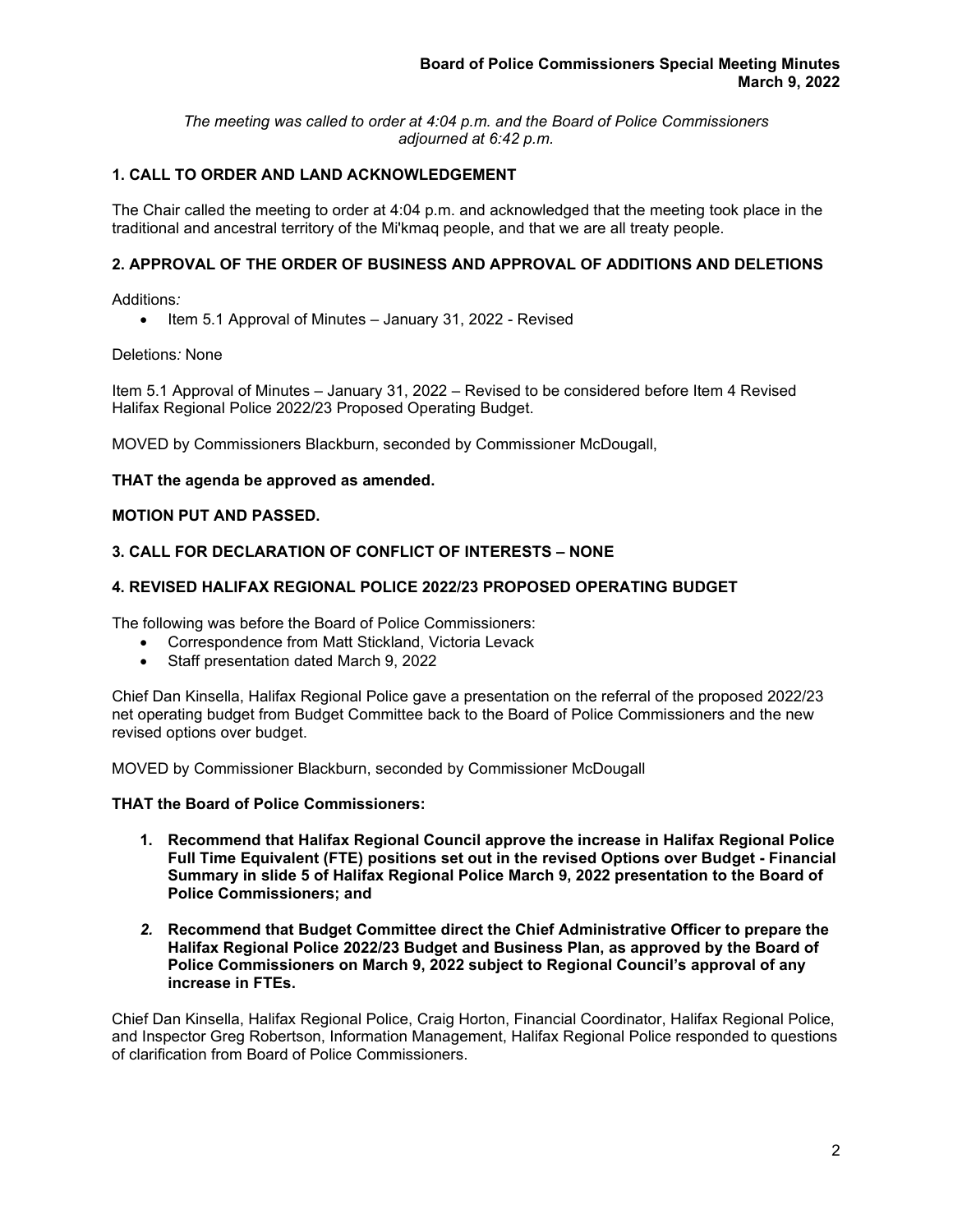*The meeting was called to order at 4:04 p.m. and the Board of Police Commissioners adjourned at 6:42 p.m.*

## 1. CALL TO ORDER AND LAND ACKNOWLEDGEMENT

The Chair called the meeting to order at 4:04 p.m. and acknowledged that the meeting took place in the traditional and ancestral territory of the Mi'kmaq people, and that we are all treaty people.

## 2. APPROVAL OF THE ORDER OF BUSINESS AND APPROVAL OF ADDITIONS AND DELETIONS

Additions*:*

- Item 5.1 Approval of Minutes – January 31, 2022 - Revised

Deletions*:* None

Item 5.1 Approval of Minutes – January 31, 2022 – Revised to be considered before Item 4 Revised Halifax Regional Police 2022/23 Proposed Operating Budget.

MOVED by Commissioners Blackburn, seconded by Commissioner McDougall,

**THAT the agenda be approved as amended.**

**MOTION PUT AND PASSED.**

## 3. CALL FOR DECLARATION OF CONFLICT OF INTERESTS – NONE

## 4. REVISED HALIFAX REGIONAL POLICE 2022/23 PROPOSED OPERATING BUDGET

The following was before the Board of Police Commissioners:

- Correspondence from Matt Stickland, Victoria Levack
- Staff presentation dated March 9, 2022

Chief Dan Kinsella, Halifax Regional Police gave a presentation on the referral of the proposed 2022/23 net operating budget from Budget Committee back to the Board of Police Commissioners and the new revised options over budget.

MOVED by Commissioner Blackburn, seconded by Commissioner McDougall

**THAT the Board of Police Commissioners:**

1. **Recommend that Halifax Regional Council approve the increase in Halifax Regional Police Full Time Equivalent (FTE) positions set out in the revised Options over Budget - Financial Summary in slide 5 of Halifax Regional Police March 9, 2022 presentation to the Board of Police Commissioners; and**
2. **Recommend that Budget Committee direct the Chief Administrative Officer to prepare the Halifax Regional Police 2022/23 Budget and Business Plan, as approved by the Board of Police Commissioners on March 9, 2022 subject to Regional Council's approval of any increase in FTEs.**

Chief Dan Kinsella, Halifax Regional Police, Craig Horton, Financial Coordinator, Halifax Regional Police, and Inspector Greg Robertson, Information Management, Halifax Regional Police responded to questions of clarification from Board of Police Commissioners.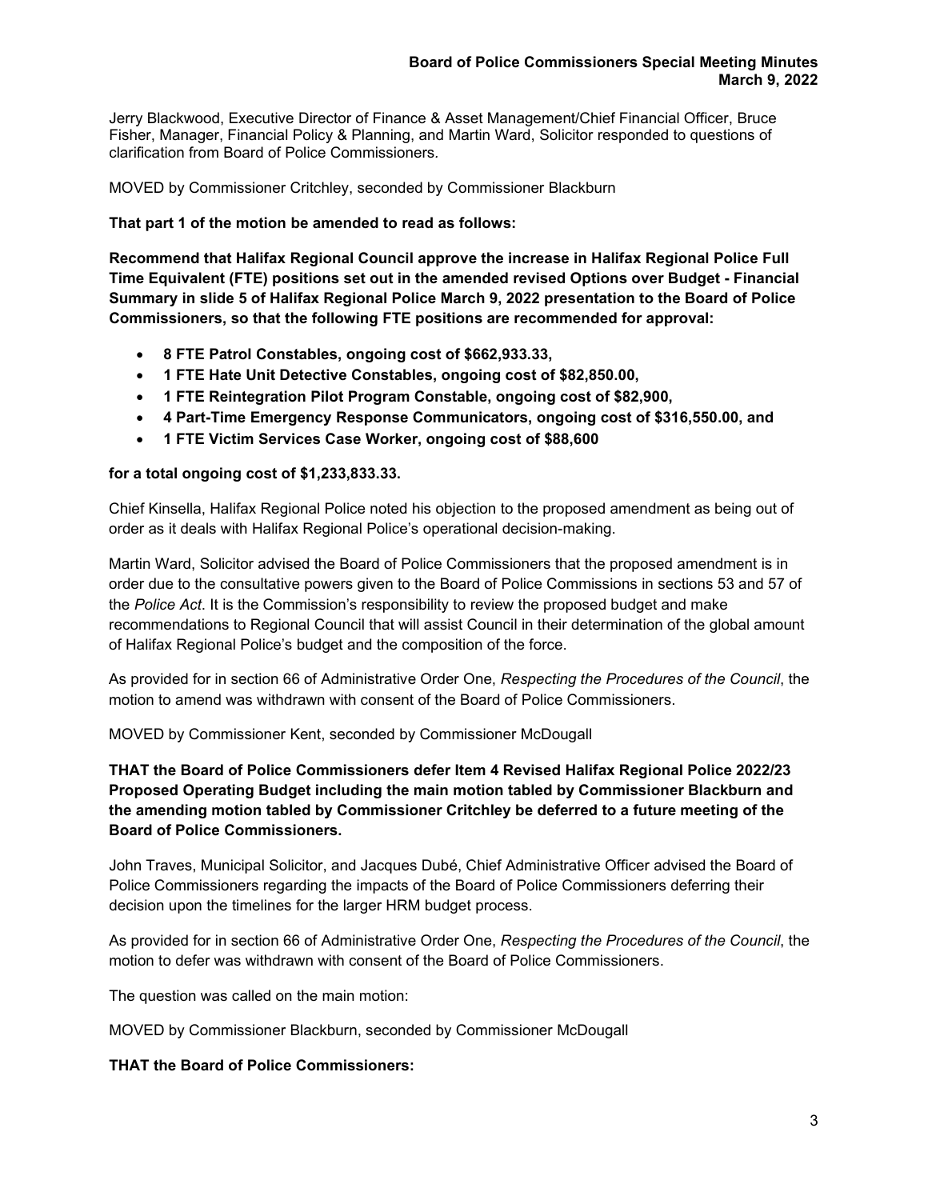Jerry Blackwood, Executive Director of Finance & Asset Management/Chief Financial Officer, Bruce Fisher, Manager, Financial Policy & Planning, and Martin Ward, Solicitor responded to questions of clarification from Board of Police Commissioners.

MOVED by Commissioner Critchley, seconded by Commissioner Blackburn

**That part 1 of the motion be amended to read as follows:**

**Recommend that Halifax Regional Council approve the increase in Halifax Regional Police Full Time Equivalent (FTE) positions set out in the amended revised Options over Budget - Financial Summary in slide 5 of Halifax Regional Police March 9, 2022 presentation to the Board of Police Commissioners, so that the following FTE positions are recommended for approval:**

- **8 FTE Patrol Constables, ongoing cost of $662,933.33,**
- **1 FTE Hate Unit Detective Constables, ongoing cost of $82,850.00,**
- **1 FTE Reintegration Pilot Program Constable, ongoing cost of $82,900,**
- **4 Part-Time Emergency Response Communicators, ongoing cost of $316,550.00, and**
- **1 FTE Victim Services Case Worker, ongoing cost of $88,600**

**for a total ongoing cost of $1,233,833.33.**

Chief Kinsella, Halifax Regional Police noted his objection to the proposed amendment as being out of order as it deals with Halifax Regional Police's operational decision-making.

Martin Ward, Solicitor advised the Board of Police Commissioners that the proposed amendment is in order due to the consultative powers given to the Board of Police Commissions in sections 53 and 57 of the *Police Act*. It is the Commission's responsibility to review the proposed budget and make recommendations to Regional Council that will assist Council in their determination of the global amount of Halifax Regional Police's budget and the composition of the force.

As provided for in section 66 of Administrative Order One, *Respecting the Procedures of the Council*, the motion to amend was withdrawn with consent of the Board of Police Commissioners.

MOVED by Commissioner Kent, seconded by Commissioner McDougall

**THAT the Board of Police Commissioners defer Item 4 Revised Halifax Regional Police 2022/23 Proposed Operating Budget including the main motion tabled by Commissioner Blackburn and the amending motion tabled by Commissioner Critchley be deferred to a future meeting of the Board of Police Commissioners.**

John Traves, Municipal Solicitor, and Jacques Dubé, Chief Administrative Officer advised the Board of Police Commissioners regarding the impacts of the Board of Police Commissioners deferring their decision upon the timelines for the larger HRM budget process.

As provided for in section 66 of Administrative Order One, *Respecting the Procedures of the Council*, the motion to defer was withdrawn with consent of the Board of Police Commissioners.

The question was called on the main motion:

MOVED by Commissioner Blackburn, seconded by Commissioner McDougall

**THAT the Board of Police Commissioners:**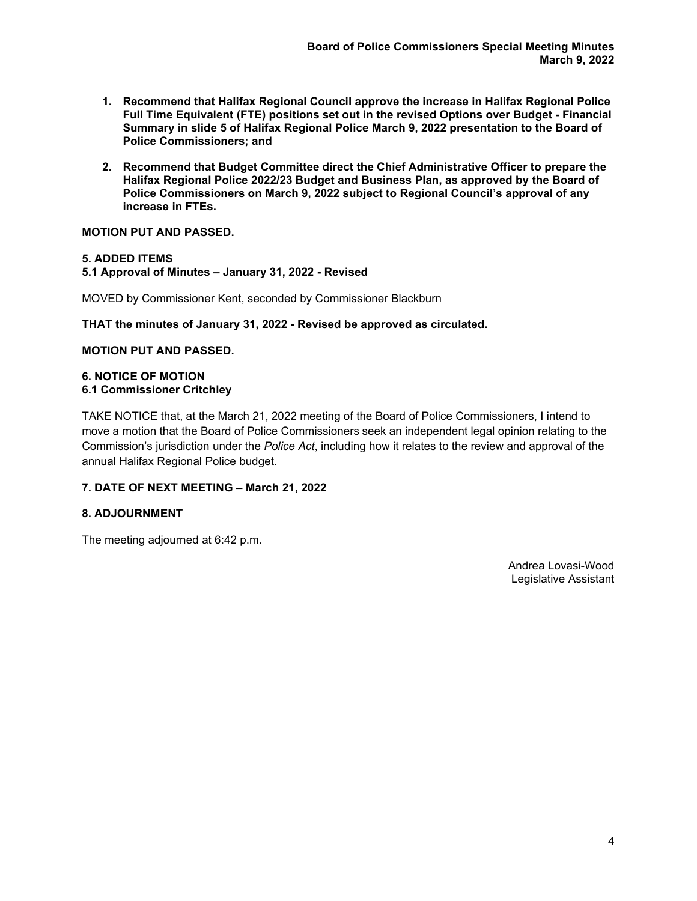1. **Recommend that Halifax Regional Council approve the increase in Halifax Regional Police Full Time Equivalent (FTE) positions set out in the revised Options over Budget - Financial Summary in slide 5 of Halifax Regional Police March 9, 2022 presentation to the Board of Police Commissioners; and**

2. **Recommend that Budget Committee direct the Chief Administrative Officer to prepare the Halifax Regional Police 2022/23 Budget and Business Plan, as approved by the Board of Police Commissioners on March 9, 2022 subject to Regional Council's approval of any increase in FTEs.**

**MOTION PUT AND PASSED.**

## 5. ADDED ITEMS
### 5.1 Approval of Minutes – January 31, 2022 - Revised

MOVED by Commissioner Kent, seconded by Commissioner Blackburn

**THAT the minutes of January 31, 2022 - Revised be approved as circulated.**

**MOTION PUT AND PASSED.**

## 6. NOTICE OF MOTION
### 6.1 Commissioner Critchley

TAKE NOTICE that, at the March 21, 2022 meeting of the Board of Police Commissioners, I intend to move a motion that the Board of Police Commissioners seek an independent legal opinion relating to the Commission's jurisdiction under the *Police Act*, including how it relates to the review and approval of the annual Halifax Regional Police budget.

## 7. DATE OF NEXT MEETING – March 21, 2022

## 8. ADJOURNMENT

The meeting adjourned at 6:42 p.m.

Andrea Lovasi-Wood
Legislative Assistant